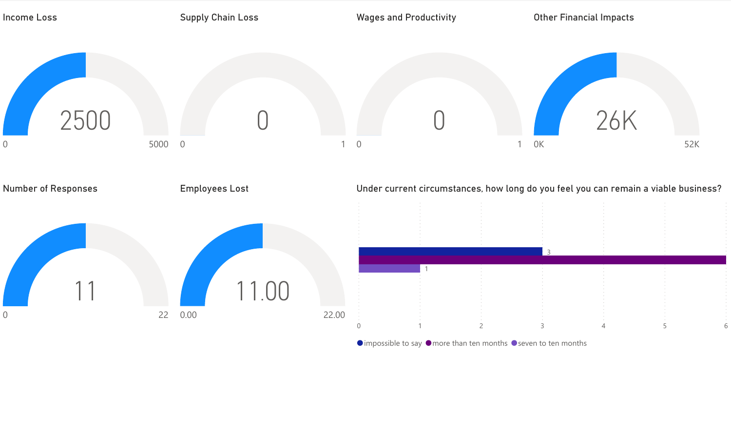## Income Loss

2500

0 — 5000

## Supply Chain Loss

0

0 — 1

## Wages and Productivity

0

0 — 1

## Other Financial Impacts

26K

0K — 52K

## Number of Responses

11

0 — 22

## Employees Lost

11.00

0.00 — 22.00

## Under current circumstances, how long do you feel you can remain a viable business?

| Response | Count |
| --- | --- |
| impossible to say | 3 |
| more than ten months | 6 |
| seven to ten months | 1 |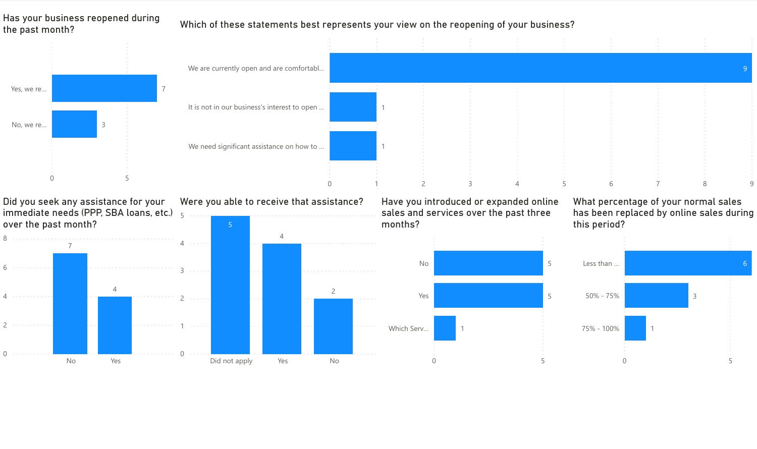## Has your business reopened during the past month?

Yes, we re...
7

No, we re...
3

0
5

## Which of these statements best represents your view on the reopening of your business?

We are currently open and are comfortabl...
9

It is not in our business's interest to open ...
1

We need significant assistance on how to ...
1

0
1
2
3
4
5
6
7
8
9

## Did you seek any assistance for your immediate needs (PPP, SBA loans, etc.) over the past month?

8
6
4
2
0

7
4

No
Yes

## Were you able to receive that assistance?

5
4
3
2
1
0

5
4
2

Did not apply
Yes
No

## Have you introduced or expanded online sales and services over the past three months?

No
5

Yes
5

Which Serv...
1

0
5

## What percentage of your normal sales has been replaced by online sales during this period?

Less than ...
6

50% - 75%
3

75% - 100%
1

0
5